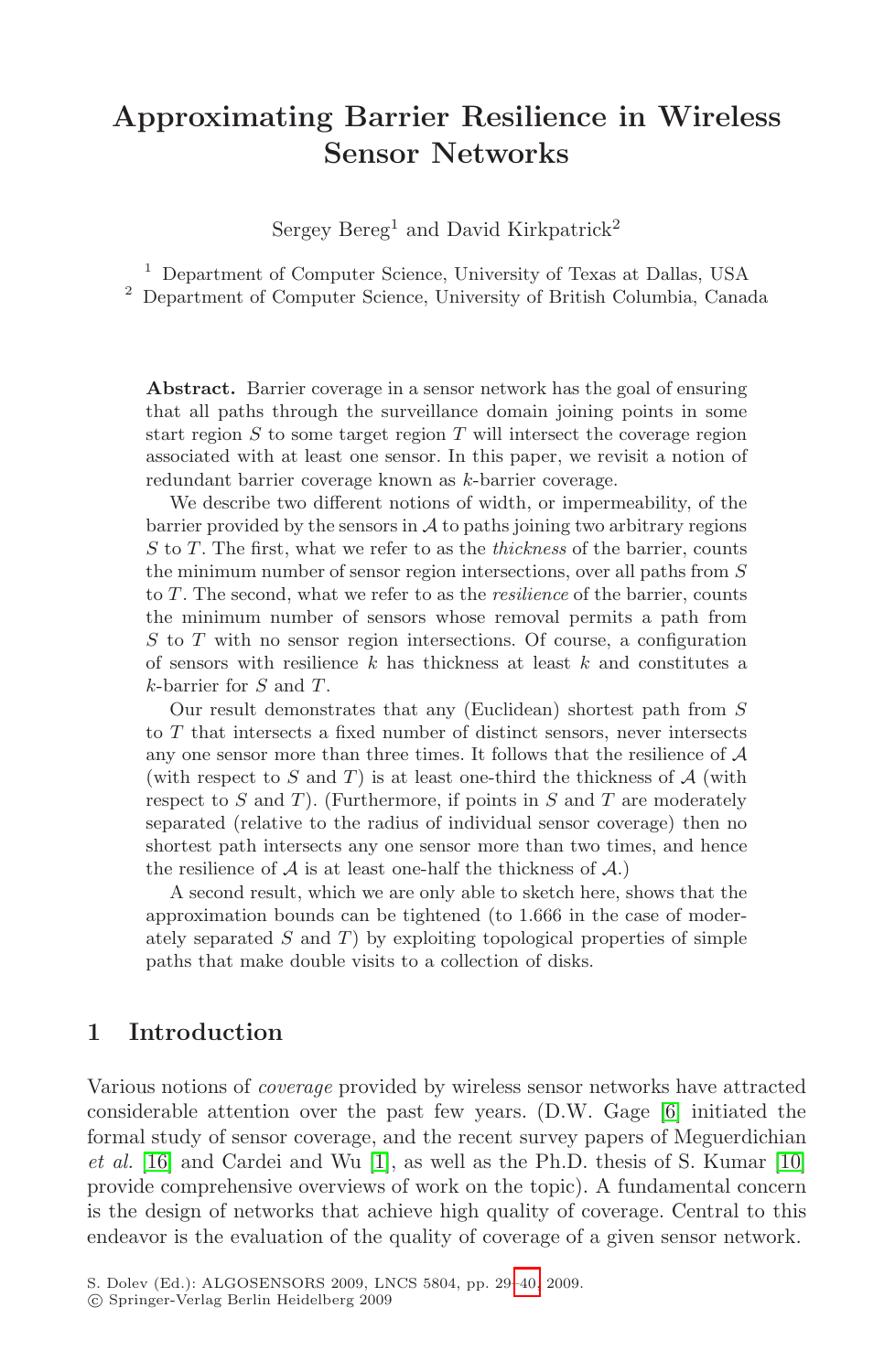# Approximating Barrier Resilience in Wireless Sensor Networks

Sergey Bereg[1] and David Kirkpatrick[2]

[1] Department of Computer Science, University of Texas at Dallas, USA
[2] Department of Computer Science, University of British Columbia, Canada

**Abstract.** Barrier coverage in a sensor network has the goal of ensuring that all paths through the surveillance domain joining points in some start region $S$ to some target region $T$ will intersect the coverage region associated with at least one sensor. In this paper, we revisit a notion of redundant barrier coverage known as $k$-barrier coverage.

We describe two different notions of width, or impermeability, of the barrier provided by the sensors in $\mathcal{A}$ to paths joining two arbitrary regions $S$ to $T$. The first, what we refer to as the *thickness* of the barrier, counts the minimum number of sensor region intersections, over all paths from $S$ to $T$. The second, what we refer to as the *resilience* of the barrier, counts the minimum number of sensors whose removal permits a path from $S$ to $T$ with no sensor region intersections. Of course, a configuration of sensors with resilience $k$ has thickness at least $k$ and constitutes a $k$-barrier for $S$ and $T$.

Our result demonstrates that any (Euclidean) shortest path from $S$ to $T$ that intersects a fixed number of distinct sensors, never intersects any one sensor more than three times. It follows that the resilience of $\mathcal{A}$ (with respect to $S$ and $T$) is at least one-third the thickness of $\mathcal{A}$ (with respect to $S$ and $T$). (Furthermore, if points in $S$ and $T$ are moderately separated (relative to the radius of individual sensor coverage) then no shortest path intersects any one sensor more than two times, and hence the resilience of $\mathcal{A}$ is at least one-half the thickness of $\mathcal{A}$.)

A second result, which we are only able to sketch here, shows that the approximation bounds can be tightened (to 1.666 in the case of moderately separated $S$ and $T$) by exploiting topological properties of simple paths that make double visits to a collection of disks.

## 1 Introduction

Various notions of *coverage* provided by wireless sensor networks have attracted considerable attention over the past few years. (D.W. Gage [6] initiated the formal study of sensor coverage, and the recent survey papers of Meguerdichian *et al.* [16] and Cardei and Wu [1], as well as the Ph.D. thesis of S. Kumar [10] provide comprehensive overviews of work on the topic). A fundamental concern is the design of networks that achieve high quality of coverage. Central to this endeavor is the evaluation of the quality of coverage of a given sensor network.

S. Dolev (Ed.): ALGOSENSORS 2009, LNCS 5804, pp. 29–40, 2009.
© Springer-Verlag Berlin Heidelberg 2009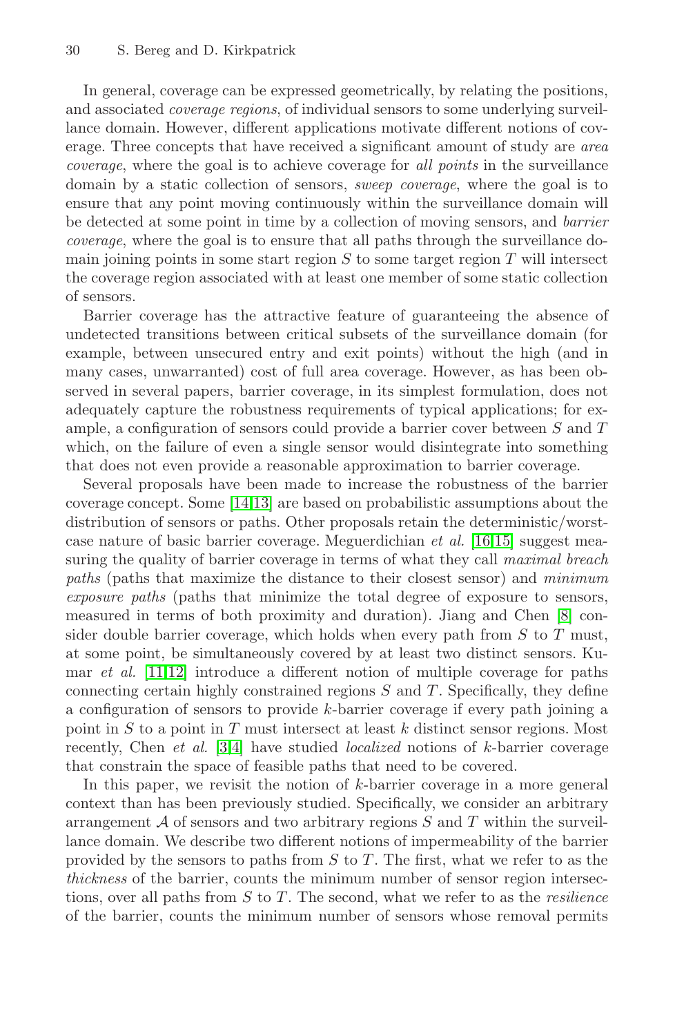In general, coverage can be expressed geometrically, by relating the positions, and associated *coverage regions*, of individual sensors to some underlying surveillance domain. However, different applications motivate different notions of coverage. Three concepts that have received a significant amount of study are *area coverage*, where the goal is to achieve coverage for *all points* in the surveillance domain by a static collection of sensors, *sweep coverage*, where the goal is to ensure that any point moving continuously within the surveillance domain will be detected at some point in time by a collection of moving sensors, and *barrier coverage*, where the goal is to ensure that all paths through the surveillance domain joining points in some start region $S$ to some target region $T$ will intersect the coverage region associated with at least one member of some static collection of sensors.

Barrier coverage has the attractive feature of guaranteeing the absence of undetected transitions between critical subsets of the surveillance domain (for example, between unsecured entry and exit points) without the high (and in many cases, unwarranted) cost of full area coverage. However, as has been observed in several papers, barrier coverage, in its simplest formulation, does not adequately capture the robustness requirements of typical applications; for example, a configuration of sensors could provide a barrier cover between $S$ and $T$ which, on the failure of even a single sensor would disintegrate into something that does not even provide a reasonable approximation to barrier coverage.

Several proposals have been made to increase the robustness of the barrier coverage concept. Some [14,13] are based on probabilistic assumptions about the distribution of sensors or paths. Other proposals retain the deterministic/worst-case nature of basic barrier coverage. Meguerdichian *et al.* [16,15] suggest measuring the quality of barrier coverage in terms of what they call *maximal breach paths* (paths that maximize the distance to their closest sensor) and *minimum exposure paths* (paths that minimize the total degree of exposure to sensors, measured in terms of both proximity and duration). Jiang and Chen [8] consider double barrier coverage, which holds when every path from $S$ to $T$ must, at some point, be simultaneously covered by at least two distinct sensors. Kumar *et al.* [11,12] introduce a different notion of multiple coverage for paths connecting certain highly constrained regions $S$ and $T$. Specifically, they define a configuration of sensors to provide $k$-barrier coverage if every path joining a point in $S$ to a point in $T$ must intersect at least $k$ distinct sensor regions. Most recently, Chen *et al.* [3,4] have studied *localized* notions of $k$-barrier coverage that constrain the space of feasible paths that need to be covered.

In this paper, we revisit the notion of $k$-barrier coverage in a more general context than has been previously studied. Specifically, we consider an arbitrary arrangement $\mathcal{A}$ of sensors and two arbitrary regions $S$ and $T$ within the surveillance domain. We describe two different notions of impermeability of the barrier provided by the sensors to paths from $S$ to $T$. The first, what we refer to as the *thickness* of the barrier, counts the minimum number of sensor region intersections, over all paths from $S$ to $T$. The second, what we refer to as the *resilience* of the barrier, counts the minimum number of sensors whose removal permits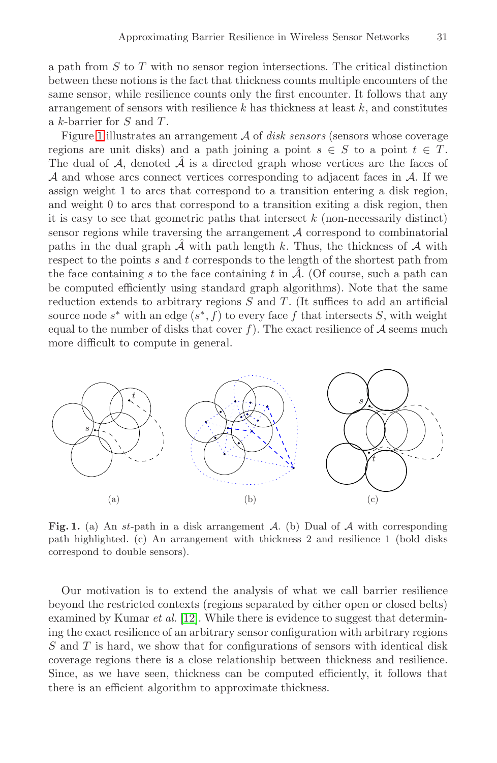a path from $S$ to $T$ with no sensor region intersections. The critical distinction between these notions is the fact that thickness counts multiple encounters of the same sensor, while resilience counts only the first encounter. It follows that any arrangement of sensors with resilience $k$ has thickness at least $k$, and constitutes a $k$-barrier for $S$ and $T$.

Figure 1 illustrates an arrangement $\mathcal{A}$ of *disk sensors* (sensors whose coverage regions are unit disks) and a path joining a point $s \in S$ to a point $t \in T$. The dual of $\mathcal{A}$, denoted $\hat{\mathcal{A}}$ is a directed graph whose vertices are the faces of $\mathcal{A}$ and whose arcs connect vertices corresponding to adjacent faces in $\mathcal{A}$. If we assign weight 1 to arcs that correspond to a transition entering a disk region, and weight 0 to arcs that correspond to a transition exiting a disk region, then it is easy to see that geometric paths that intersect $k$ (non-necessarily distinct) sensor regions while traversing the arrangement $\mathcal{A}$ correspond to combinatorial paths in the dual graph $\hat{\mathcal{A}}$ with path length $k$. Thus, the thickness of $\mathcal{A}$ with respect to the points $s$ and $t$ corresponds to the length of the shortest path from the face containing $s$ to the face containing $t$ in $\hat{\mathcal{A}}$. (Of course, such a path can be computed efficiently using standard graph algorithms). Note that the same reduction extends to arbitrary regions $S$ and $T$. (It suffices to add an artificial source node $s^*$ with an edge $(s^*, f)$ to every face $f$ that intersects $S$, with weight equal to the number of disks that cover $f$). The exact resilience of $\mathcal{A}$ seems much more difficult to compute in general.

**Fig. 1.** (a) An $st$-path in a disk arrangement $\mathcal{A}$. (b) Dual of $\mathcal{A}$ with corresponding path highlighted. (c) An arrangement with thickness 2 and resilience 1 (bold disks correspond to double sensors).

Our motivation is to extend the analysis of what we call barrier resilience beyond the restricted contexts (regions separated by either open or closed belts) examined by Kumar *et al.* [12]. While there is evidence to suggest that determining the exact resilience of an arbitrary sensor configuration with arbitrary regions $S$ and $T$ is hard, we show that for configurations of sensors with identical disk coverage regions there is a close relationship between thickness and resilience. Since, as we have seen, thickness can be computed efficiently, it follows that there is an efficient algorithm to approximate thickness.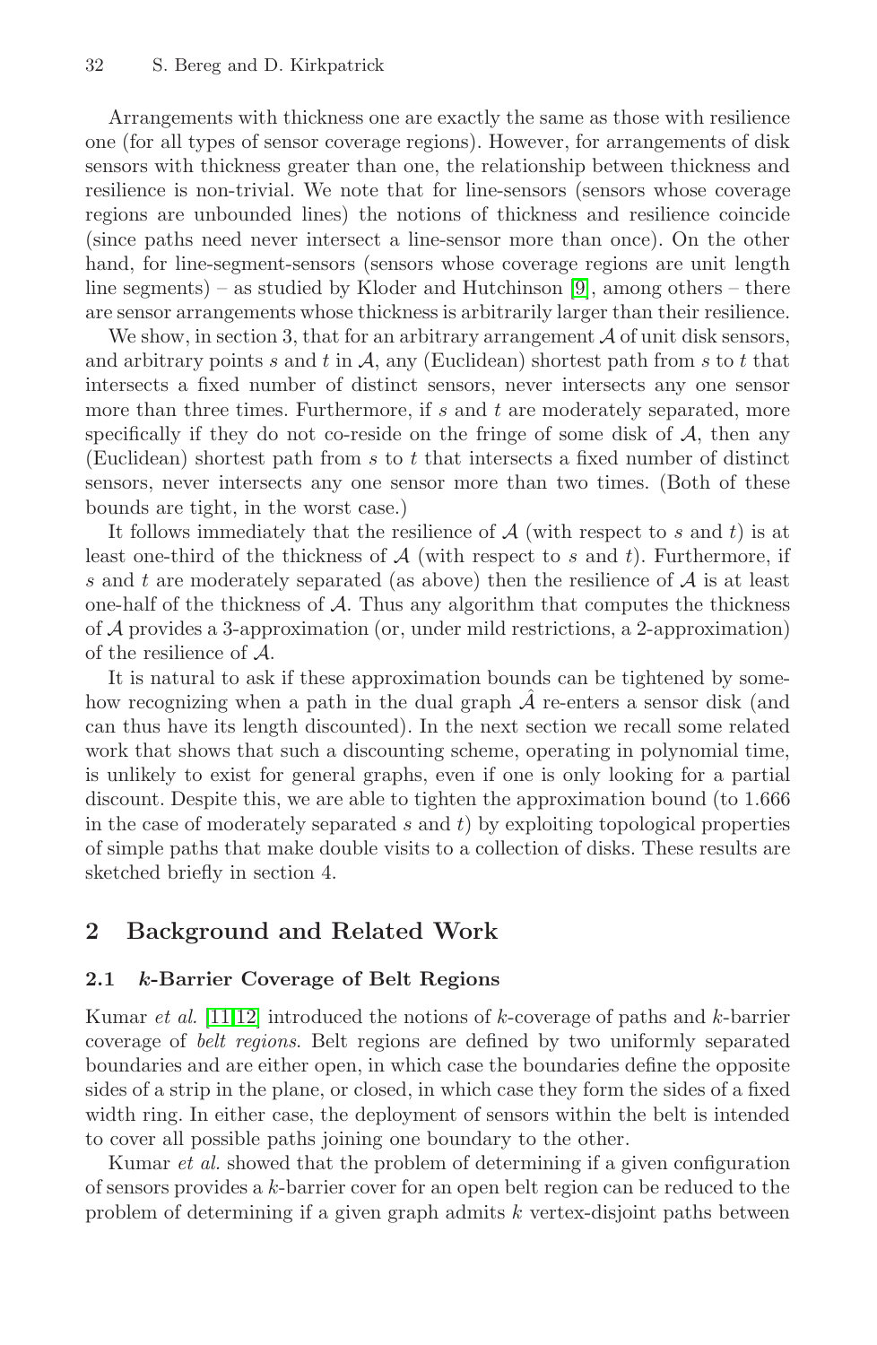Arrangements with thickness one are exactly the same as those with resilience one (for all types of sensor coverage regions). However, for arrangements of disk sensors with thickness greater than one, the relationship between thickness and resilience is non-trivial. We note that for line-sensors (sensors whose coverage regions are unbounded lines) the notions of thickness and resilience coincide (since paths need never intersect a line-sensor more than once). On the other hand, for line-segment-sensors (sensors whose coverage regions are unit length line segments) – as studied by Kloder and Hutchinson [9], among others – there are sensor arrangements whose thickness is arbitrarily larger than their resilience.

We show, in section 3, that for an arbitrary arrangement $\mathcal{A}$ of unit disk sensors, and arbitrary points $s$ and $t$ in $\mathcal{A}$, any (Euclidean) shortest path from $s$ to $t$ that intersects a fixed number of distinct sensors, never intersects any one sensor more than three times. Furthermore, if $s$ and $t$ are moderately separated, more specifically if they do not co-reside on the fringe of some disk of $\mathcal{A}$, then any (Euclidean) shortest path from $s$ to $t$ that intersects a fixed number of distinct sensors, never intersects any one sensor more than two times. (Both of these bounds are tight, in the worst case.)

It follows immediately that the resilience of $\mathcal{A}$ (with respect to $s$ and $t$) is at least one-third of the thickness of $\mathcal{A}$ (with respect to $s$ and $t$). Furthermore, if $s$ and $t$ are moderately separated (as above) then the resilience of $\mathcal{A}$ is at least one-half of the thickness of $\mathcal{A}$. Thus any algorithm that computes the thickness of $\mathcal{A}$ provides a 3-approximation (or, under mild restrictions, a 2-approximation) of the resilience of $\mathcal{A}$.

It is natural to ask if these approximation bounds can be tightened by somehow recognizing when a path in the dual graph $\hat{A}$ re-enters a sensor disk (and can thus have its length discounted). In the next section we recall some related work that shows that such a discounting scheme, operating in polynomial time, is unlikely to exist for general graphs, even if one is only looking for a partial discount. Despite this, we are able to tighten the approximation bound (to 1.666 in the case of moderately separated $s$ and $t$) by exploiting topological properties of simple paths that make double visits to a collection of disks. These results are sketched briefly in section 4.

## 2 Background and Related Work

### 2.1 *k*-Barrier Coverage of Belt Regions

Kumar *et al.* [11,12] introduced the notions of $k$-coverage of paths and $k$-barrier coverage of *belt regions*. Belt regions are defined by two uniformly separated boundaries and are either open, in which case the boundaries define the opposite sides of a strip in the plane, or closed, in which case they form the sides of a fixed width ring. In either case, the deployment of sensors within the belt is intended to cover all possible paths joining one boundary to the other.

Kumar *et al.* showed that the problem of determining if a given configuration of sensors provides a $k$-barrier cover for an open belt region can be reduced to the problem of determining if a given graph admits $k$ vertex-disjoint paths between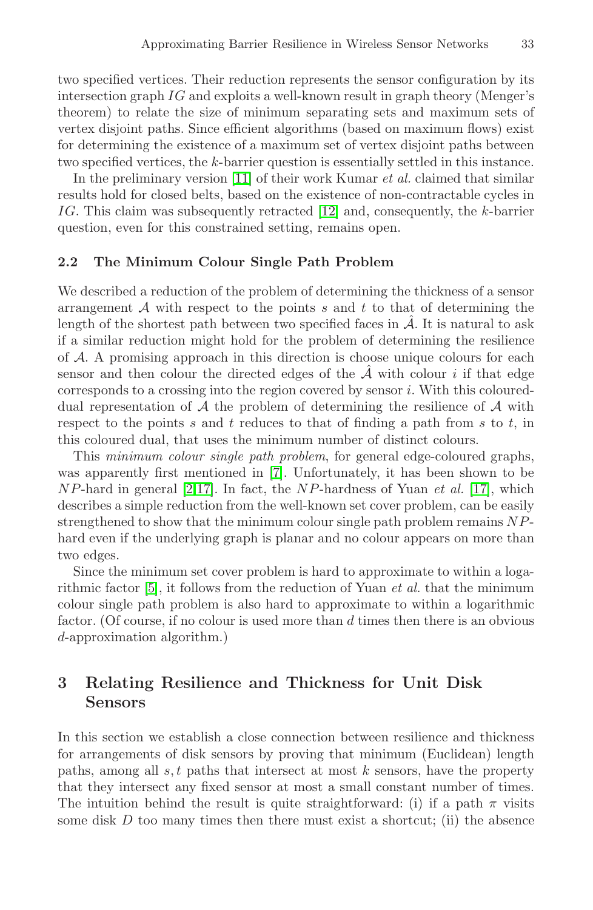two specified vertices. Their reduction represents the sensor configuration by its intersection graph $IG$ and exploits a well-known result in graph theory (Menger's theorem) to relate the size of minimum separating sets and maximum sets of vertex disjoint paths. Since efficient algorithms (based on maximum flows) exist for determining the existence of a maximum set of vertex disjoint paths between two specified vertices, the $k$-barrier question is essentially settled in this instance.

In the preliminary version [11] of their work Kumar *et al.* claimed that similar results hold for closed belts, based on the existence of non-contractable cycles in $IG$. This claim was subsequently retracted [12] and, consequently, the $k$-barrier question, even for this constrained setting, remains open.

### 2.2 The Minimum Colour Single Path Problem

We described a reduction of the problem of determining the thickness of a sensor arrangement $\mathcal{A}$ with respect to the points $s$ and $t$ to that of determining the length of the shortest path between two specified faces in $\hat{\mathcal{A}}$. It is natural to ask if a similar reduction might hold for the problem of determining the resilience of $\mathcal{A}$. A promising approach in this direction is choose unique colours for each sensor and then colour the directed edges of the $\hat{\mathcal{A}}$ with colour $i$ if that edge corresponds to a crossing into the region covered by sensor $i$. With this coloured-dual representation of $\mathcal{A}$ the problem of determining the resilience of $\mathcal{A}$ with respect to the points $s$ and $t$ reduces to that of finding a path from $s$ to $t$, in this coloured dual, that uses the minimum number of distinct colours.

This *minimum colour single path problem*, for general edge-coloured graphs, was apparently first mentioned in [7]. Unfortunately, it has been shown to be $NP$-hard in general [2,17]. In fact, the $NP$-hardness of Yuan *et al.* [17], which describes a simple reduction from the well-known set cover problem, can be easily strengthened to show that the minimum colour single path problem remains $NP$-hard even if the underlying graph is planar and no colour appears on more than two edges.

Since the minimum set cover problem is hard to approximate to within a logarithmic factor [5], it follows from the reduction of Yuan *et al.* that the minimum colour single path problem is also hard to approximate to within a logarithmic factor. (Of course, if no colour is used more than $d$ times then there is an obvious $d$-approximation algorithm.)

## 3 Relating Resilience and Thickness for Unit Disk Sensors

In this section we establish a close connection between resilience and thickness for arrangements of disk sensors by proving that minimum (Euclidean) length paths, among all $s, t$ paths that intersect at most $k$ sensors, have the property that they intersect any fixed sensor at most a small constant number of times. The intuition behind the result is quite straightforward: (i) if a path $\pi$ visits some disk $D$ too many times then there must exist a shortcut; (ii) the absence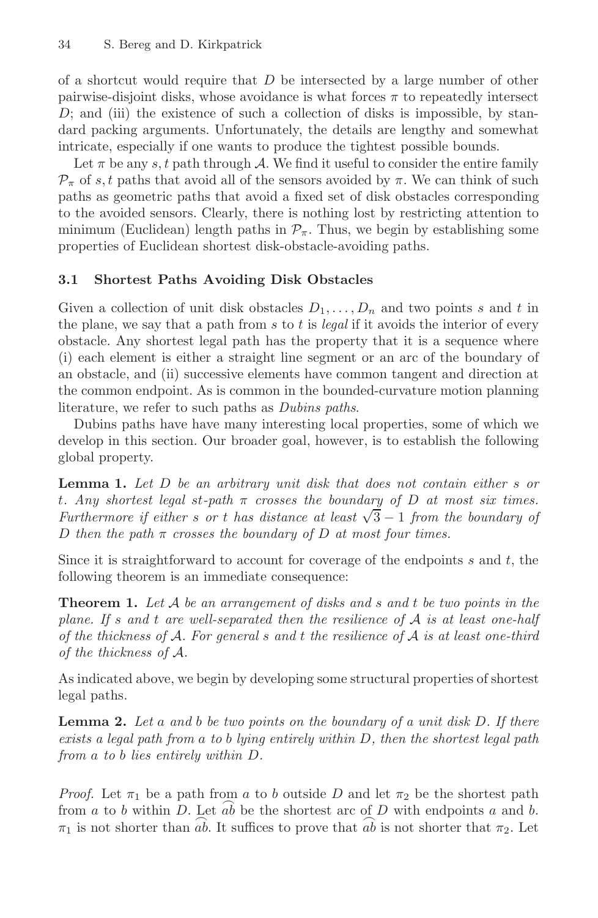of a shortcut would require that $D$ be intersected by a large number of other pairwise-disjoint disks, whose avoidance is what forces $\pi$ to repeatedly intersect $D$; and (iii) the existence of such a collection of disks is impossible, by standard packing arguments. Unfortunately, the details are lengthy and somewhat intricate, especially if one wants to produce the tightest possible bounds.

Let $\pi$ be any $s,t$ path through $\mathcal{A}$. We find it useful to consider the entire family $\mathcal{P}_\pi$ of $s,t$ paths that avoid all of the sensors avoided by $\pi$. We can think of such paths as geometric paths that avoid a fixed set of disk obstacles corresponding to the avoided sensors. Clearly, there is nothing lost by restricting attention to minimum (Euclidean) length paths in $\mathcal{P}_\pi$. Thus, we begin by establishing some properties of Euclidean shortest disk-obstacle-avoiding paths.

### 3.1 Shortest Paths Avoiding Disk Obstacles

Given a collection of unit disk obstacles $D_1, \ldots, D_n$ and two points $s$ and $t$ in the plane, we say that a path from $s$ to $t$ is *legal* if it avoids the interior of every obstacle. Any shortest legal path has the property that it is a sequence where (i) each element is either a straight line segment or an arc of the boundary of an obstacle, and (ii) successive elements have common tangent and direction at the common endpoint. As is common in the bounded-curvature motion planning literature, we refer to such paths as *Dubins paths*.

Dubins paths have have many interesting local properties, some of which we develop in this section. Our broader goal, however, is to establish the following global property.

**Lemma 1.** *Let $D$ be an arbitrary unit disk that does not contain either $s$ or $t$. Any shortest legal $st$-path $\pi$ crosses the boundary of $D$ at most six times. Furthermore if either $s$ or $t$ has distance at least $\sqrt{3}-1$ from the boundary of $D$ then the path $\pi$ crosses the boundary of $D$ at most four times.*

Since it is straightforward to account for coverage of the endpoints $s$ and $t$, the following theorem is an immediate consequence:

**Theorem 1.** *Let $\mathcal{A}$ be an arrangement of disks and $s$ and $t$ be two points in the plane. If $s$ and $t$ are well-separated then the resilience of $\mathcal{A}$ is at least one-half of the thickness of $\mathcal{A}$. For general $s$ and $t$ the resilience of $\mathcal{A}$ is at least one-third of the thickness of $\mathcal{A}$.*

As indicated above, we begin by developing some structural properties of shortest legal paths.

**Lemma 2.** *Let $a$ and $b$ be two points on the boundary of a unit disk $D$. If there exists a legal path from $a$ to $b$ lying entirely within $D$, then the shortest legal path from $a$ to $b$ lies entirely within $D$.*

*Proof.* Let $\pi_1$ be a path from $a$ to $b$ outside $D$ and let $\pi_2$ be the shortest path from $a$ to $b$ within $D$. Let $\widehat{ab}$ be the shortest arc of $D$ with endpoints $a$ and $b$. $\pi_1$ is not shorter than $\widehat{ab}$. It suffices to prove that $\widehat{ab}$ is not shorter that $\pi_2$. Let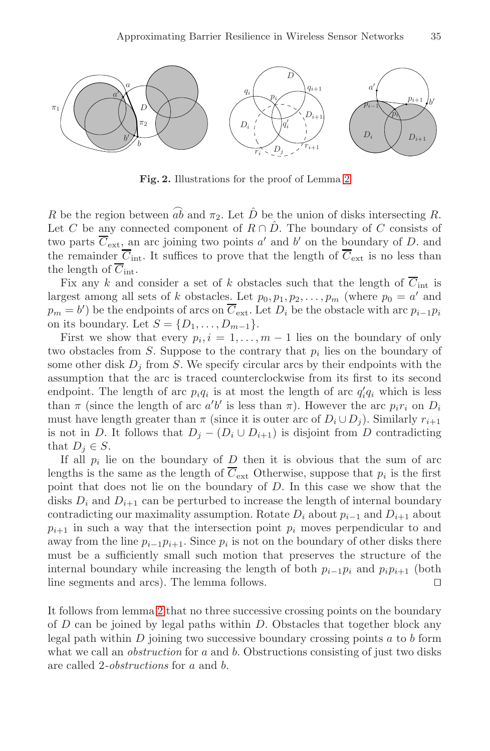**Fig. 2.** Illustrations for the proof of Lemma 2

$R$ be the region between $\widehat{ab}$ and $\pi_2$. Let $\hat{D}$ be the union of disks intersecting $R$. Let $C$ be any connected component of $R \cap \hat{D}$. The boundary of $C$ consists of two parts $\overline{C}_{\text{ext}}$, an arc joining two points $a'$ and $b'$ on the boundary of $D$. and the remainder $\overline{C}_{\text{int}}$. It suffices to prove that the length of $\overline{C}_{\text{ext}}$ is no less than the length of $\overline{C}_{\text{int}}$.

Fix any $k$ and consider a set of $k$ obstacles such that the length of $\overline{C}_{\text{int}}$ is largest among all sets of $k$ obstacles. Let $p_0, p_1, p_2, \ldots, p_m$ (where $p_0 = a'$ and $p_m = b'$) be the endpoints of arcs on $\overline{C}_{\text{ext}}$. Let $D_i$ be the obstacle with arc $p_{i-1}p_i$ on its boundary. Let $S = \{D_1, \ldots, D_{m-1}\}$.

First we show that every $p_i, i = 1, \ldots, m-1$ lies on the boundary of only two obstacles from $S$. Suppose to the contrary that $p_i$ lies on the boundary of some other disk $D_j$ from $S$. We specify circular arcs by their endpoints with the assumption that the arc is traced counterclockwise from its first to its second endpoint. The length of arc $p_iq_i$ is at most the length of arc $q'_iq_i$ which is less than $\pi$ (since the length of arc $a'b'$ is less than $\pi$). However the arc $p_ir_i$ on $D_i$ must have length greater than $\pi$ (since it is outer arc of $D_i \cup D_j$). Similarly $r_{i+1}$ is not in $D$. It follows that $D_j - (D_i \cup D_{i+1})$ is disjoint from $D$ contradicting that $D_j \in S$.

If all $p_i$ lie on the boundary of $D$ then it is obvious that the sum of arc lengths is the same as the length of $\overline{C}_{\text{ext}}$ Otherwise, suppose that $p_i$ is the first point that does not lie on the boundary of $D$. In this case we show that the disks $D_i$ and $D_{i+1}$ can be perturbed to increase the length of internal boundary contradicting our maximality assumption. Rotate $D_i$ about $p_{i-1}$ and $D_{i+1}$ about $p_{i+1}$ in such a way that the intersection point $p_i$ moves perpendicular to and away from the line $p_{i-1}p_{i+1}$. Since $p_i$ is not on the boundary of other disks there must be a sufficiently small such motion that preserves the structure of the internal boundary while increasing the length of both $p_{i-1}p_i$ and $p_ip_{i+1}$ (both line segments and arcs). The lemma follows. □

It follows from lemma 2 that no three successive crossing points on the boundary of $D$ can be joined by legal paths within $D$. Obstacles that together block any legal path within $D$ joining two successive boundary crossing points $a$ to $b$ form what we call an *obstruction* for $a$ and $b$. Obstructions consisting of just two disks are called 2-*obstructions* for $a$ and $b$.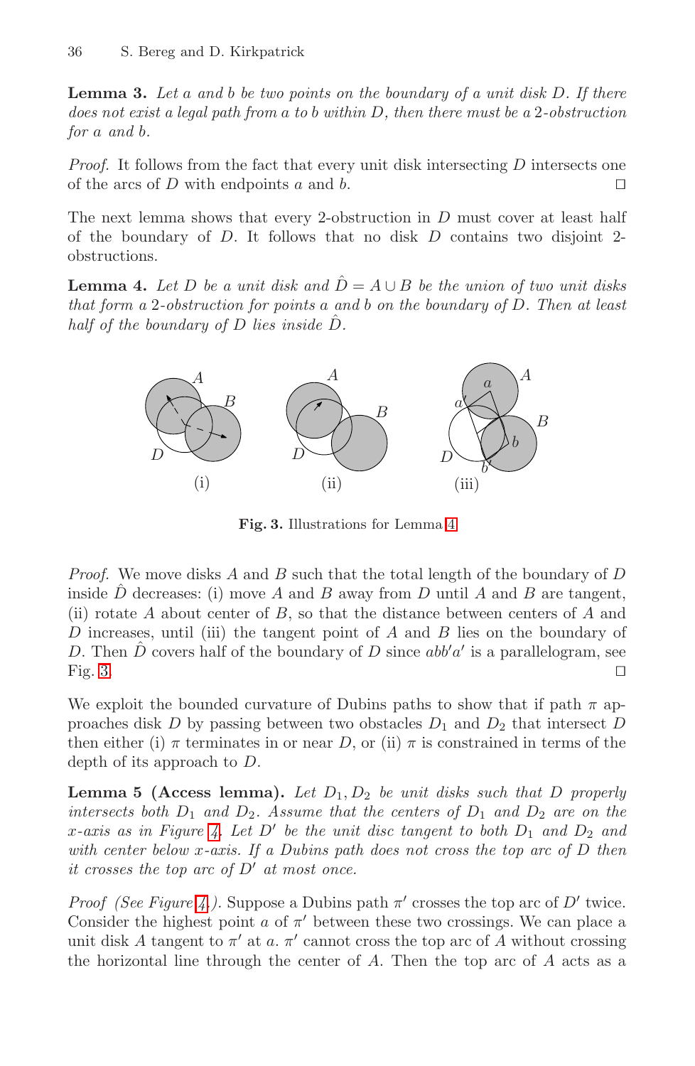**Lemma 3.** *Let a and b be two points on the boundary of a unit disk D. If there does not exist a legal path from a to b within D, then there must be a 2-obstruction for a and b.*

*Proof.* It follows from the fact that every unit disk intersecting $D$ intersects one of the arcs of $D$ with endpoints $a$ and $b$. □

The next lemma shows that every 2-obstruction in $D$ must cover at least half of the boundary of $D$. It follows that no disk $D$ contains two disjoint 2-obstructions.

**Lemma 4.** *Let $D$ be a unit disk and $\hat{D} = A \cup B$ be the union of two unit disks that form a 2-obstruction for points $a$ and $b$ on the boundary of $D$. Then at least half of the boundary of $D$ lies inside $\hat{D}$.*

**Fig. 3.** Illustrations for Lemma 4

*Proof.* We move disks $A$ and $B$ such that the total length of the boundary of $D$ inside $\hat{D}$ decreases: (i) move $A$ and $B$ away from $D$ until $A$ and $B$ are tangent, (ii) rotate $A$ about center of $B$, so that the distance between centers of $A$ and $D$ increases, until (iii) the tangent point of $A$ and $B$ lies on the boundary of $D$. Then $\hat{D}$ covers half of the boundary of $D$ since $abb'a'$ is a parallelogram, see Fig. 3. □

We exploit the bounded curvature of Dubins paths to show that if path $\pi$ approaches disk $D$ by passing between two obstacles $D_1$ and $D_2$ that intersect $D$ then either (i) $\pi$ terminates in or near $D$, or (ii) $\pi$ is constrained in terms of the depth of its approach to $D$.

**Lemma 5 (Access lemma).** *Let $D_1, D_2$ be unit disks such that $D$ properly intersects both $D_1$ and $D_2$. Assume that the centers of $D_1$ and $D_2$ are on the x-axis as in Figure 4. Let $D'$ be the unit disc tangent to both $D_1$ and $D_2$ and with center below x-axis. If a Dubins path does not cross the top arc of $D$ then it crosses the top arc of $D'$ at most once.*

*Proof (See Figure 4).* Suppose a Dubins path $\pi'$ crosses the top arc of $D'$ twice. Consider the highest point $a$ of $\pi'$ between these two crossings. We can place a unit disk $A$ tangent to $\pi'$ at $a$. $\pi'$ cannot cross the top arc of $A$ without crossing the horizontal line through the center of $A$. Then the top arc of $A$ acts as a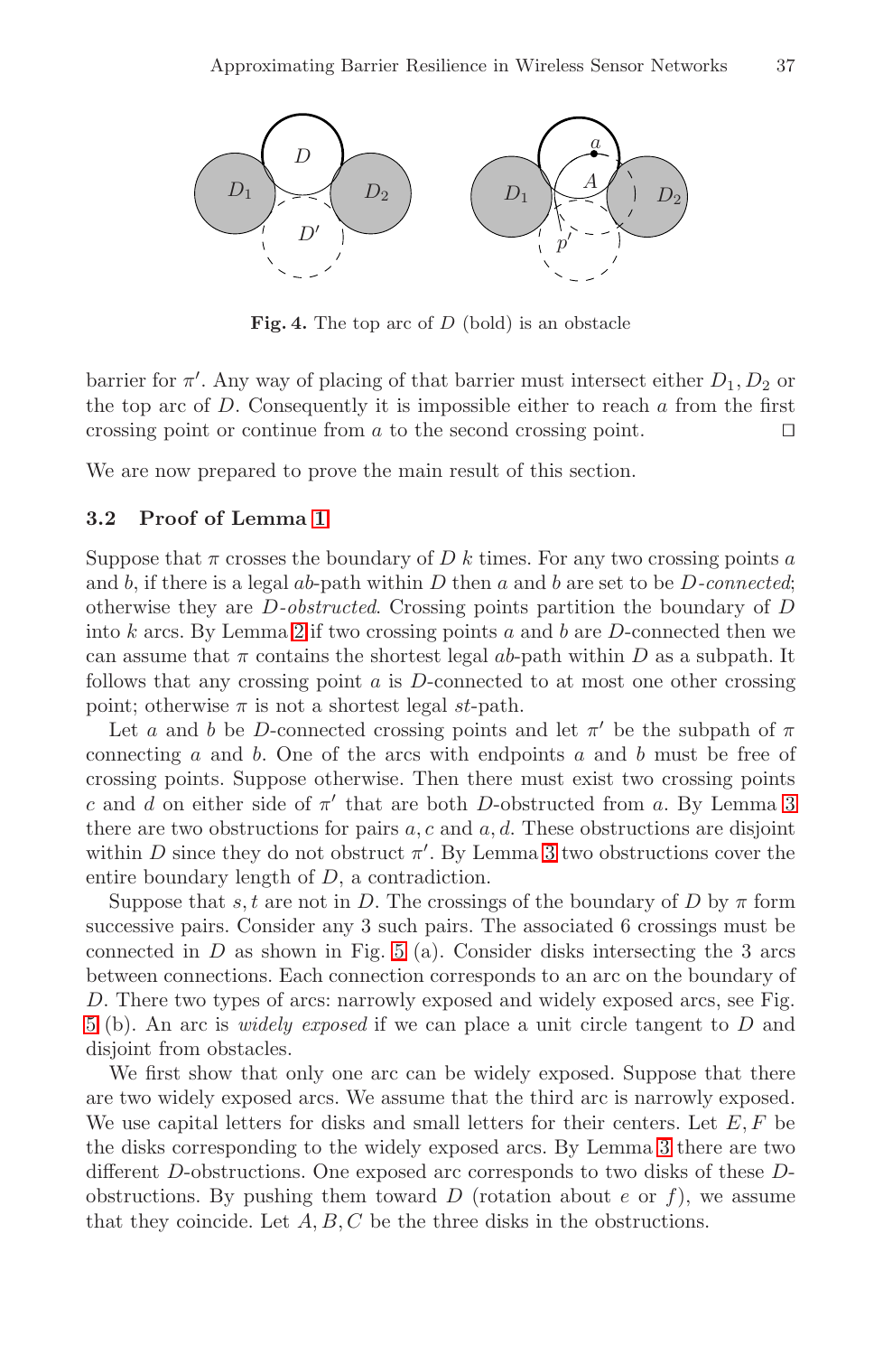**Fig. 4.** The top arc of $D$ (bold) is an obstacle

barrier for $\pi'$. Any way of placing of that barrier must intersect either $D_1, D_2$ or the top arc of $D$. Consequently it is impossible either to reach $a$ from the first crossing point or continue from $a$ to the second crossing point. □

We are now prepared to prove the main result of this section.

### 3.2 Proof of Lemma 1

Suppose that $\pi$ crosses the boundary of $D$ $k$ times. For any two crossing points $a$ and $b$, if there is a legal $ab$-path within $D$ then $a$ and $b$ are set to be *$D$-connected*; otherwise they are *$D$-obstructed*. Crossing points partition the boundary of $D$ into $k$ arcs. By Lemma 2 if two crossing points $a$ and $b$ are $D$-connected then we can assume that $\pi$ contains the shortest legal $ab$-path within $D$ as a subpath. It follows that any crossing point $a$ is $D$-connected to at most one other crossing point; otherwise $\pi$ is not a shortest legal $st$-path.

Let $a$ and $b$ be $D$-connected crossing points and let $\pi'$ be the subpath of $\pi$ connecting $a$ and $b$. One of the arcs with endpoints $a$ and $b$ must be free of crossing points. Suppose otherwise. Then there must exist two crossing points $c$ and $d$ on either side of $\pi'$ that are both $D$-obstructed from $a$. By Lemma 3 there are two obstructions for pairs $a, c$ and $a, d$. These obstructions are disjoint within $D$ since they do not obstruct $\pi'$. By Lemma 3 two obstructions cover the entire boundary length of $D$, a contradiction.

Suppose that $s, t$ are not in $D$. The crossings of the boundary of $D$ by $\pi$ form successive pairs. Consider any 3 such pairs. The associated 6 crossings must be connected in $D$ as shown in Fig. 5 (a). Consider disks intersecting the 3 arcs between connections. Each connection corresponds to an arc on the boundary of $D$. There two types of arcs: narrowly exposed and widely exposed arcs, see Fig. 5 (b). An arc is *widely exposed* if we can place a unit circle tangent to $D$ and disjoint from obstacles.

We first show that only one arc can be widely exposed. Suppose that there are two widely exposed arcs. We assume that the third arc is narrowly exposed. We use capital letters for disks and small letters for their centers. Let $E, F$ be the disks corresponding to the widely exposed arcs. By Lemma 3 there are two different $D$-obstructions. One exposed arc corresponds to two disks of these $D$-obstructions. By pushing them toward $D$ (rotation about $e$ or $f$), we assume that they coincide. Let $A, B, C$ be the three disks in the obstructions.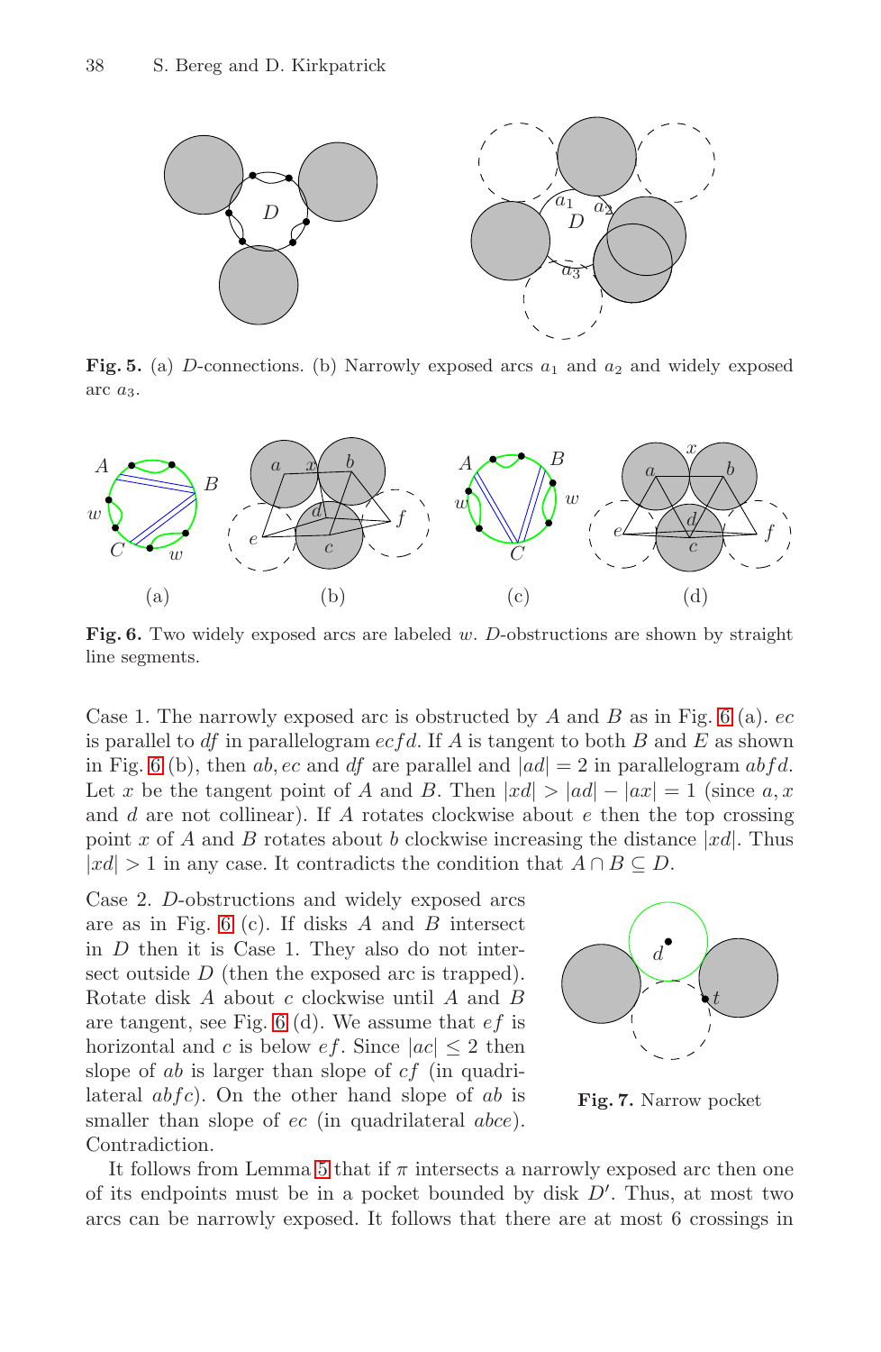**Fig. 5.** (a) $D$-connections. (b) Narrowly exposed arcs $a_1$ and $a_2$ and widely exposed arc $a_3$.

**Fig. 6.** Two widely exposed arcs are labeled $w$. $D$-obstructions are shown by straight line segments.

Case 1. The narrowly exposed arc is obstructed by $A$ and $B$ as in Fig. 6 (a). $ec$ is parallel to $df$ in parallelogram $ecfd$. If $A$ is tangent to both $B$ and $E$ as shown in Fig. 6 (b), then $ab, ec$ and $df$ are parallel and $|ad| = 2$ in parallelogram $abfd$. Let $x$ be the tangent point of $A$ and $B$. Then $|xd| > |ad| - |ax| = 1$ (since $a, x$ and $d$ are not collinear). If $A$ rotates clockwise about $e$ then the top crossing point $x$ of $A$ and $B$ rotates about $b$ clockwise increasing the distance $|xd|$. Thus $|xd| > 1$ in any case. It contradicts the condition that $A \cap B \subseteq D$.

Case 2. $D$-obstructions and widely exposed arcs are as in Fig. 6 (c). If disks $A$ and $B$ intersect in $D$ then it is Case 1. They also do not intersect outside $D$ (then the exposed arc is trapped). Rotate disk $A$ about $c$ clockwise until $A$ and $B$ are tangent, see Fig. 6 (d). We assume that $ef$ is horizontal and $c$ is below $ef$. Since $|ac| \leq 2$ then slope of $ab$ is larger than slope of $cf$ (in quadrilateral $abfc$). On the other hand slope of $ab$ is smaller than slope of $ec$ (in quadrilateral $abce$). Contradiction.

**Fig. 7.** Narrow pocket

It follows from Lemma 5 that if $\pi$ intersects a narrowly exposed arc then one of its endpoints must be in a pocket bounded by disk $D'$. Thus, at most two arcs can be narrowly exposed. It follows that there are at most 6 crossings in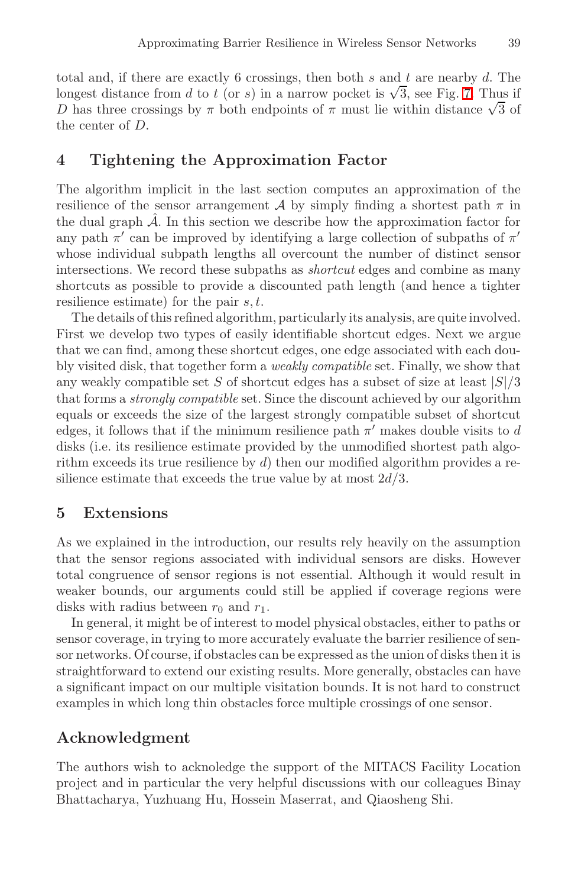total and, if there are exactly 6 crossings, then both $s$ and $t$ are nearby $d$. The longest distance from $d$ to $t$ (or $s$) in a narrow pocket is $\sqrt{3}$, see Fig. 7. Thus if $D$ has three crossings by $\pi$ both endpoints of $\pi$ must lie within distance $\sqrt{3}$ of the center of $D$.

## 4 Tightening the Approximation Factor

The algorithm implicit in the last section computes an approximation of the resilience of the sensor arrangement $\mathcal{A}$ by simply finding a shortest path $\pi$ in the dual graph $\hat{\mathcal{A}}$. In this section we describe how the approximation factor for any path $\pi'$ can be improved by identifying a large collection of subpaths of $\pi'$ whose individual subpath lengths all overcount the number of distinct sensor intersections. We record these subpaths as *shortcut* edges and combine as many shortcuts as possible to provide a discounted path length (and hence a tighter resilience estimate) for the pair $s, t$.

The details of this refined algorithm, particularly its analysis, are quite involved. First we develop two types of easily identifiable shortcut edges. Next we argue that we can find, among these shortcut edges, one edge associated with each doubly visited disk, that together form a *weakly compatible* set. Finally, we show that any weakly compatible set $S$ of shortcut edges has a subset of size at least $|S|/3$ that forms a *strongly compatible* set. Since the discount achieved by our algorithm equals or exceeds the size of the largest strongly compatible subset of shortcut edges, it follows that if the minimum resilience path $\pi'$ makes double visits to $d$ disks (i.e. its resilience estimate provided by the unmodified shortest path algorithm exceeds its true resilience by $d$) then our modified algorithm provides a resilience estimate that exceeds the true value by at most $2d/3$.

## 5 Extensions

As we explained in the introduction, our results rely heavily on the assumption that the sensor regions associated with individual sensors are disks. However total congruence of sensor regions is not essential. Although it would result in weaker bounds, our arguments could still be applied if coverage regions were disks with radius between $r_0$ and $r_1$.

In general, it might be of interest to model physical obstacles, either to paths or sensor coverage, in trying to more accurately evaluate the barrier resilience of sensor networks. Of course, if obstacles can be expressed as the union of disks then it is straightforward to extend our existing results. More generally, obstacles can have a significant impact on our multiple visitation bounds. It is not hard to construct examples in which long thin obstacles force multiple crossings of one sensor.

## Acknowledgment

The authors wish to acknoledge the support of the MITACS Facility Location project and in particular the very helpful discussions with our colleagues Binay Bhattacharya, Yuzhuang Hu, Hossein Maserrat, and Qiaosheng Shi.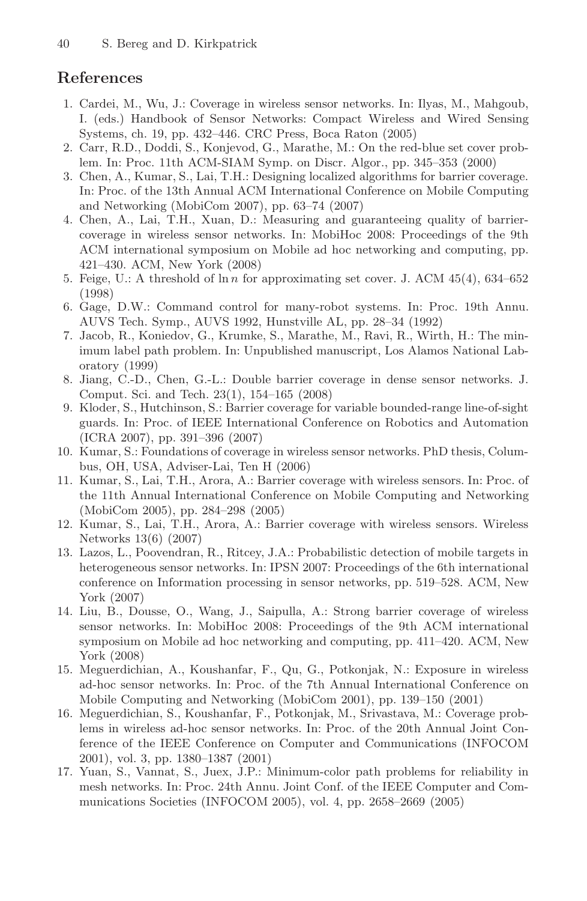## References

1. Cardei, M., Wu, J.: Coverage in wireless sensor networks. In: Ilyas, M., Mahgoub, I. (eds.) Handbook of Sensor Networks: Compact Wireless and Wired Sensing Systems, ch. 19, pp. 432–446. CRC Press, Boca Raton (2005)
2. Carr, R.D., Doddi, S., Konjevod, G., Marathe, M.: On the red-blue set cover problem. In: Proc. 11th ACM-SIAM Symp. on Discr. Algor., pp. 345–353 (2000)
3. Chen, A., Kumar, S., Lai, T.H.: Designing localized algorithms for barrier coverage. In: Proc. of the 13th Annual ACM International Conference on Mobile Computing and Networking (MobiCom 2007), pp. 63–74 (2007)
4. Chen, A., Lai, T.H., Xuan, D.: Measuring and guaranteeing quality of barrier-coverage in wireless sensor networks. In: MobiHoc 2008: Proceedings of the 9th ACM international symposium on Mobile ad hoc networking and computing, pp. 421–430. ACM, New York (2008)
5. Feige, U.: A threshold of $\ln n$ for approximating set cover. J. ACM 45(4), 634–652 (1998)
6. Gage, D.W.: Command control for many-robot systems. In: Proc. 19th Annu. AUVS Tech. Symp., AUVS 1992, Hunstville AL, pp. 28–34 (1992)
7. Jacob, R., Koniedov, G., Krumke, S., Marathe, M., Ravi, R., Wirth, H.: The minimum label path problem. In: Unpublished manuscript, Los Alamos National Laboratory (1999)
8. Jiang, C.-D., Chen, G.-L.: Double barrier coverage in dense sensor networks. J. Comput. Sci. and Tech. 23(1), 154–165 (2008)
9. Kloder, S., Hutchinson, S.: Barrier coverage for variable bounded-range line-of-sight guards. In: Proc. of IEEE International Conference on Robotics and Automation (ICRA 2007), pp. 391–396 (2007)
10. Kumar, S.: Foundations of coverage in wireless sensor networks. PhD thesis, Columbus, OH, USA, Adviser-Lai, Ten H (2006)
11. Kumar, S., Lai, T.H., Arora, A.: Barrier coverage with wireless sensors. In: Proc. of the 11th Annual International Conference on Mobile Computing and Networking (MobiCom 2005), pp. 284–298 (2005)
12. Kumar, S., Lai, T.H., Arora, A.: Barrier coverage with wireless sensors. Wireless Networks 13(6) (2007)
13. Lazos, L., Poovendran, R., Ritcey, J.A.: Probabilistic detection of mobile targets in heterogeneous sensor networks. In: IPSN 2007: Proceedings of the 6th international conference on Information processing in sensor networks, pp. 519–528. ACM, New York (2007)
14. Liu, B., Dousse, O., Wang, J., Saipulla, A.: Strong barrier coverage of wireless sensor networks. In: MobiHoc 2008: Proceedings of the 9th ACM international symposium on Mobile ad hoc networking and computing, pp. 411–420. ACM, New York (2008)
15. Meguerdichian, A., Koushanfar, F., Qu, G., Potkonjak, N.: Exposure in wireless ad-hoc sensor networks. In: Proc. of the 7th Annual International Conference on Mobile Computing and Networking (MobiCom 2001), pp. 139–150 (2001)
16. Meguerdichian, S., Koushanfar, F., Potkonjak, M., Srivastava, M.: Coverage problems in wireless ad-hoc sensor networks. In: Proc. of the 20th Annual Joint Conference of the IEEE Conference on Computer and Communications (INFOCOM 2001), vol. 3, pp. 1380–1387 (2001)
17. Yuan, S., Vannat, S., Juex, J.P.: Minimum-color path problems for reliability in mesh networks. In: Proc. 24th Annu. Joint Conf. of the IEEE Computer and Communications Societies (INFOCOM 2005), vol. 4, pp. 2658–2669 (2005)